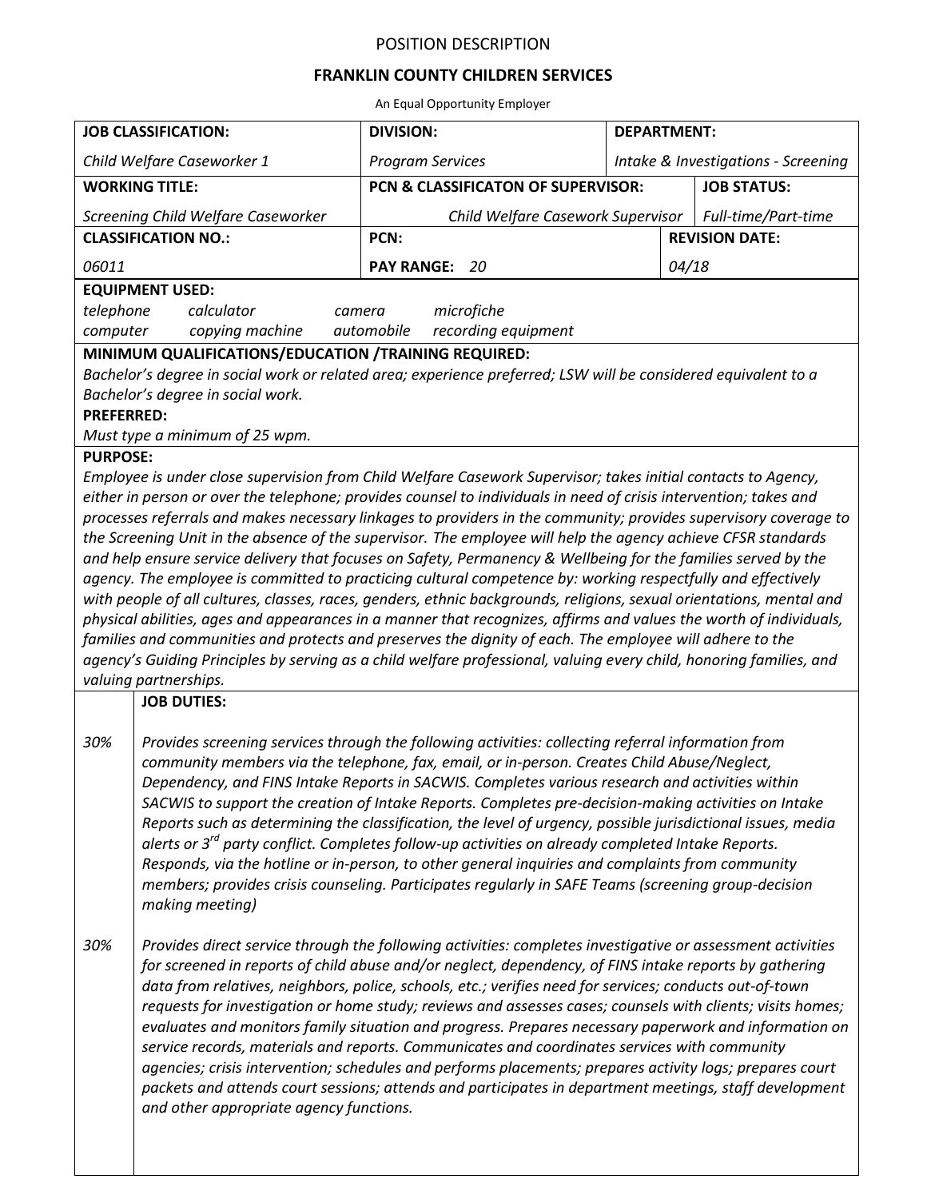POSITION DESCRIPTION

**FRANKLIN COUNTY CHILDREN SERVICES**

An Equal Opportunity Employer

| **JOB CLASSIFICATION:** | **DIVISION:** | **DEPARTMENT:** |
|---|---|---|
| *Child Welfare Caseworker 1* | *Program Services* | *Intake & Investigations - Screening* |
| **WORKING TITLE:** | **PCN & CLASSIFICATON OF SUPERVISOR:** | **JOB STATUS:** |
| *Screening Child Welfare Caseworker* | *Child Welfare Casework Supervisor* | *Full-time/Part-time* |
| **CLASSIFICATION NO.:** | **PCN:** | **REVISION DATE:** |
| *06011* | **PAY RANGE:** *20* | *04/18* |

**EQUIPMENT USED:**

*telephone calculator camera microfiche*
*computer copying machine automobile recording equipment*

**MINIMUM QUALIFICATIONS/EDUCATION /TRAINING REQUIRED:**

*Bachelor's degree in social work or related area; experience preferred; LSW will be considered equivalent to a Bachelor's degree in social work.*

**PREFERRED:**

*Must type a minimum of 25 wpm.*

**PURPOSE:**

*Employee is under close supervision from Child Welfare Casework Supervisor; takes initial contacts to Agency, either in person or over the telephone; provides counsel to individuals in need of crisis intervention; takes and processes referrals and makes necessary linkages to providers in the community; provides supervisory coverage to the Screening Unit in the absence of the supervisor. The employee will help the agency achieve CFSR standards and help ensure service delivery that focuses on Safety, Permanency & Wellbeing for the families served by the agency. The employee is committed to practicing cultural competence by: working respectfully and effectively with people of all cultures, classes, races, genders, ethnic backgrounds, religions, sexual orientations, mental and physical abilities, ages and appearances in a manner that recognizes, affirms and values the worth of individuals, families and communities and protects and preserves the dignity of each. The employee will adhere to the agency's Guiding Principles by serving as a child welfare professional, valuing every child, honoring families, and valuing partnerships.*

| | **JOB DUTIES:** |
|---|---|
| *30%* | *Provides screening services through the following activities: collecting referral information from community members via the telephone, fax, email, or in-person. Creates Child Abuse/Neglect, Dependency, and FINS Intake Reports in SACWIS. Completes various research and activities within SACWIS to support the creation of Intake Reports. Completes pre-decision-making activities on Intake Reports such as determining the classification, the level of urgency, possible jurisdictional issues, media alerts or 3rd party conflict. Completes follow-up activities on already completed Intake Reports. Responds, via the hotline or in-person, to other general inquiries and complaints from community members; provides crisis counseling. Participates regularly in SAFE Teams (screening group-decision making meeting)* |
| *30%* | *Provides direct service through the following activities: completes investigative or assessment activities for screened in reports of child abuse and/or neglect, dependency, of FINS intake reports by gathering data from relatives, neighbors, police, schools, etc.; verifies need for services; conducts out-of-town requests for investigation or home study; reviews and assesses cases; counsels with clients; visits homes; evaluates and monitors family situation and progress. Prepares necessary paperwork and information on service records, materials and reports. Communicates and coordinates services with community agencies; crisis intervention; schedules and performs placements; prepares activity logs; prepares court packets and attends court sessions; attends and participates in department meetings, staff development and other appropriate agency functions.* |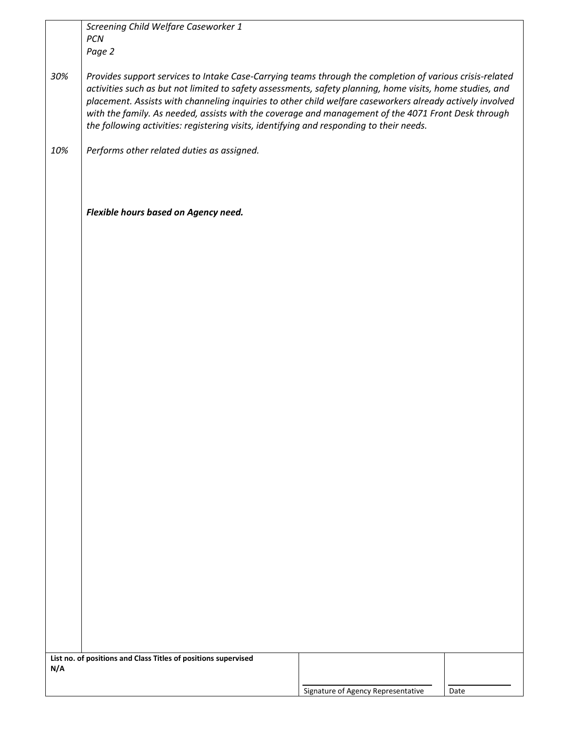*Screening Child Welfare Caseworker 1*
*PCN*

| | |
|---|---|
| *30%* | *Provides support services to Intake Case-Carrying teams through the completion of various crisis-related activities such as but not limited to safety assessments, safety planning, home visits, home studies, and placement. Assists with channeling inquiries to other child welfare caseworkers already actively involved with the family. As needed, assists with the coverage and management of the 4071 Front Desk through the following activities: registering visits, identifying and responding to their needs.* |
| *10%* | *Performs other related duties as assigned.* |
| | ***Flexible hours based on Agency need.*** |

| | | |
|---|---|---|
| **List no. of positions and Class Titles of positions supervised**<br>**N/A** | Signature of Agency Representative | Date |